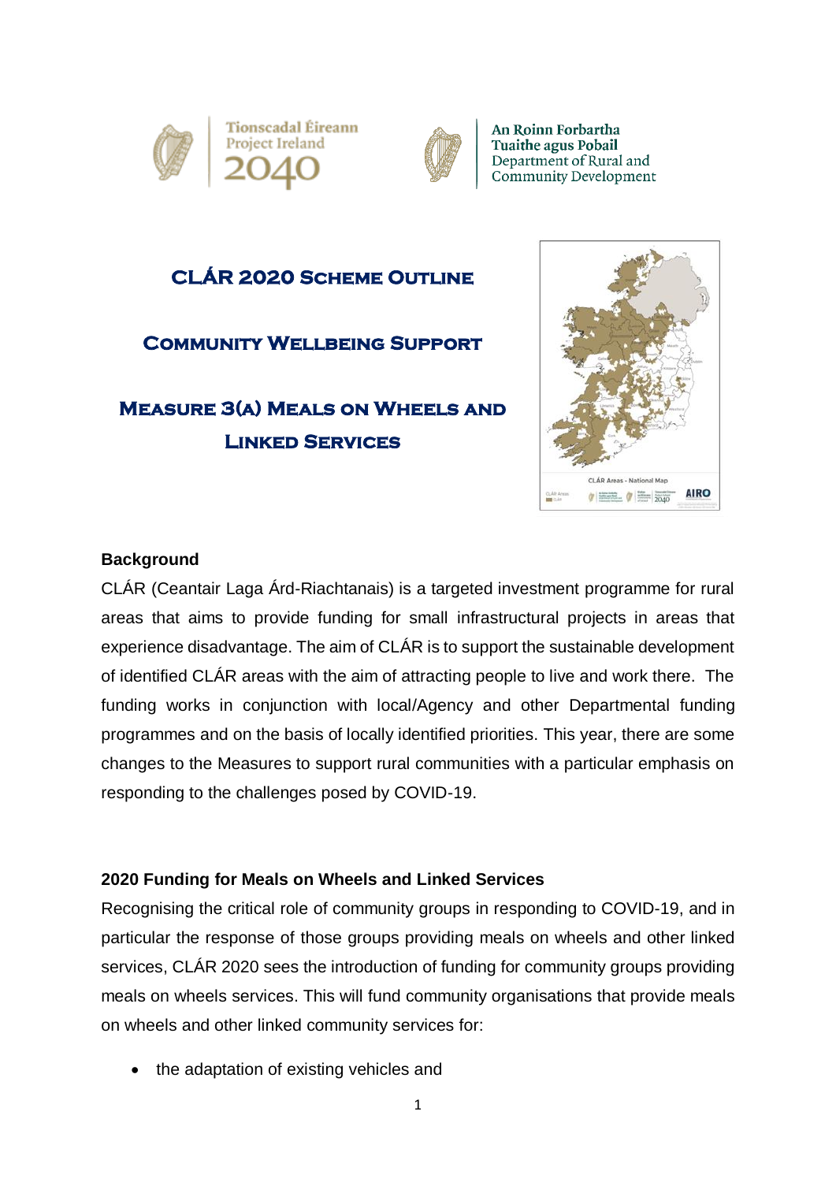Tionscadal Éireann
Project Ireland
2040

An Roinn Forbartha
Tuaithe agus Pobail
Department of Rural and
Community Development

# CLÁR 2020 Scheme Outline

## Community Wellbeing Support

## Measure 3(a) Meals on Wheels and Linked Services

### Background

CLÁR (Ceantair Laga Árd-Riachtanais) is a targeted investment programme for rural areas that aims to provide funding for small infrastructural projects in areas that experience disadvantage. The aim of CLÁR is to support the sustainable development of identified CLÁR areas with the aim of attracting people to live and work there. The funding works in conjunction with local/Agency and other Departmental funding programmes and on the basis of locally identified priorities. This year, there are some changes to the Measures to support rural communities with a particular emphasis on responding to the challenges posed by COVID-19.

### 2020 Funding for Meals on Wheels and Linked Services

Recognising the critical role of community groups in responding to COVID-19, and in particular the response of those groups providing meals on wheels and other linked services, CLÁR 2020 sees the introduction of funding for community groups providing meals on wheels services. This will fund community organisations that provide meals on wheels and other linked community services for:

- the adaptation of existing vehicles and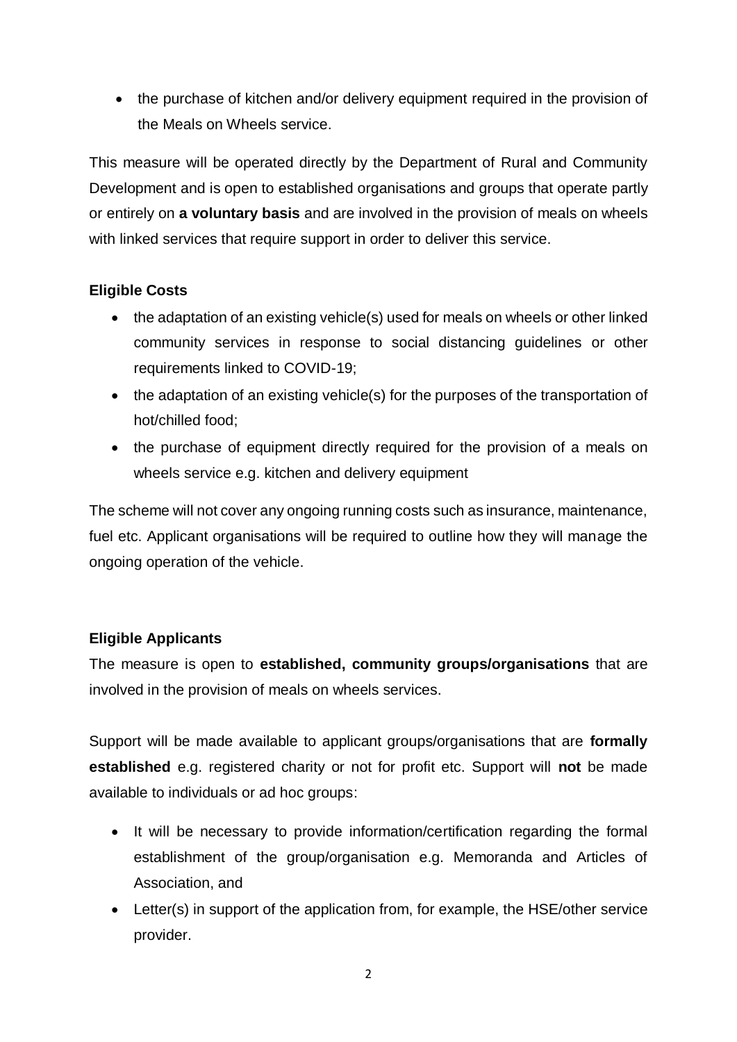- the purchase of kitchen and/or delivery equipment required in the provision of the Meals on Wheels service.

This measure will be operated directly by the Department of Rural and Community Development and is open to established organisations and groups that operate partly or entirely on **a voluntary basis** and are involved in the provision of meals on wheels with linked services that require support in order to deliver this service.

**Eligible Costs**

- the adaptation of an existing vehicle(s) used for meals on wheels or other linked community services in response to social distancing guidelines or other requirements linked to COVID-19;
- the adaptation of an existing vehicle(s) for the purposes of the transportation of hot/chilled food;
- the purchase of equipment directly required for the provision of a meals on wheels service e.g. kitchen and delivery equipment

The scheme will not cover any ongoing running costs such as insurance, maintenance, fuel etc. Applicant organisations will be required to outline how they will manage the ongoing operation of the vehicle.

**Eligible Applicants**

The measure is open to **established, community groups/organisations** that are involved in the provision of meals on wheels services.

Support will be made available to applicant groups/organisations that are **formally established** e.g. registered charity or not for profit etc. Support will **not** be made available to individuals or ad hoc groups:

- It will be necessary to provide information/certification regarding the formal establishment of the group/organisation e.g. Memoranda and Articles of Association, and
- Letter(s) in support of the application from, for example, the HSE/other service provider.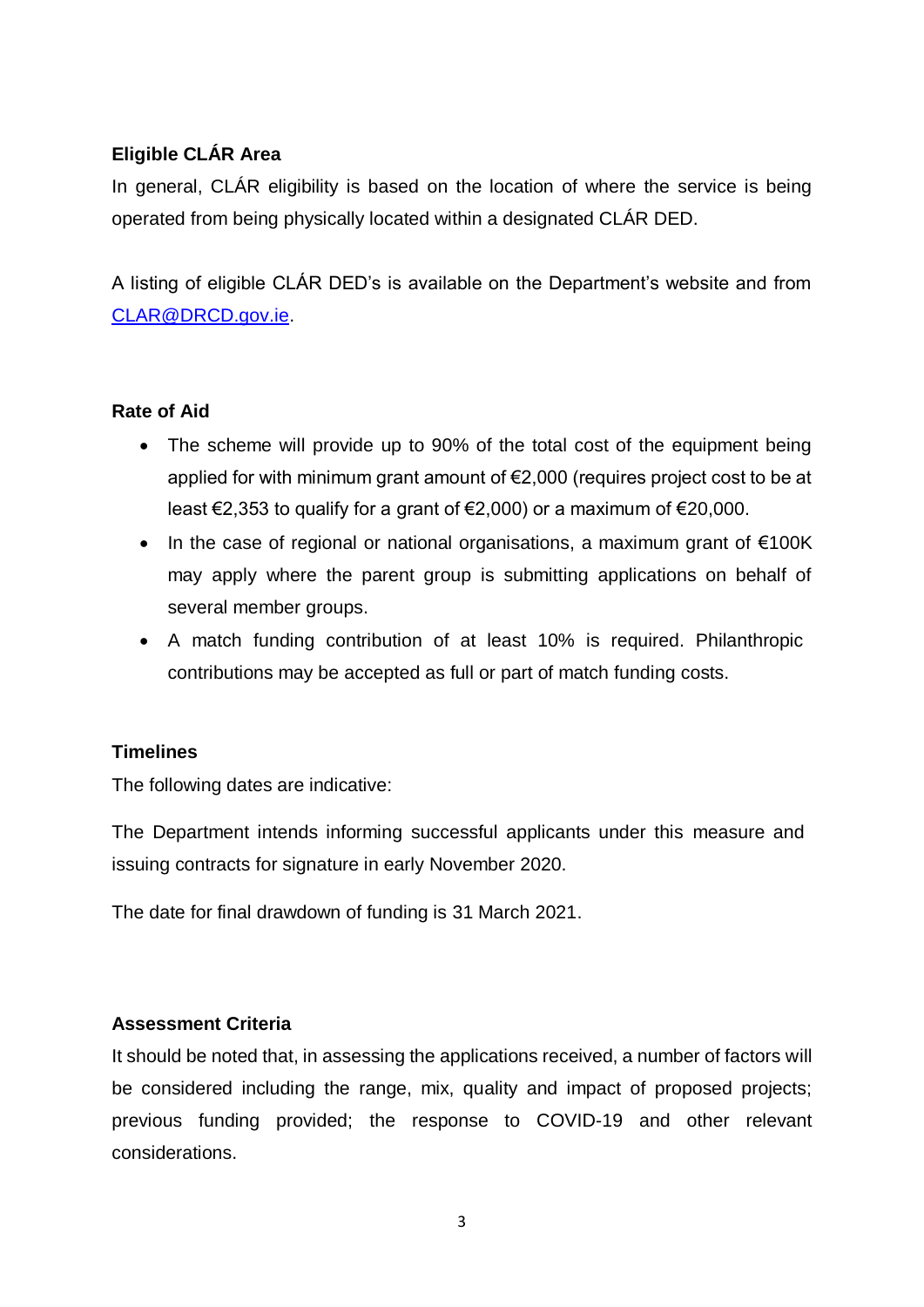**Eligible CLÁR Area**

In general, CLÁR eligibility is based on the location of where the service is being operated from being physically located within a designated CLÁR DED.

A listing of eligible CLÁR DED's is available on the Department's website and from CLAR@DRCD.gov.ie.

**Rate of Aid**

- The scheme will provide up to 90% of the total cost of the equipment being applied for with minimum grant amount of €2,000 (requires project cost to be at least €2,353 to qualify for a grant of €2,000) or a maximum of €20,000.
- In the case of regional or national organisations, a maximum grant of €100K may apply where the parent group is submitting applications on behalf of several member groups.
- A match funding contribution of at least 10% is required. Philanthropic contributions may be accepted as full or part of match funding costs.

**Timelines**

The following dates are indicative:

The Department intends informing successful applicants under this measure and issuing contracts for signature in early November 2020.

The date for final drawdown of funding is 31 March 2021.

**Assessment Criteria**

It should be noted that, in assessing the applications received, a number of factors will be considered including the range, mix, quality and impact of proposed projects; previous funding provided; the response to COVID-19 and other relevant considerations.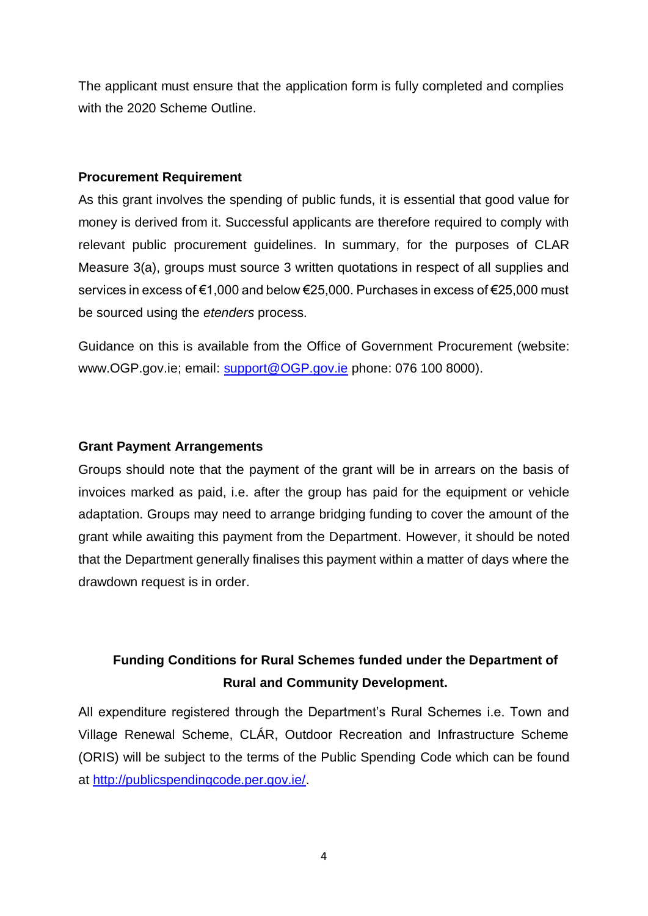The applicant must ensure that the application form is fully completed and complies with the 2020 Scheme Outline.

**Procurement Requirement**

As this grant involves the spending of public funds, it is essential that good value for money is derived from it. Successful applicants are therefore required to comply with relevant public procurement guidelines. In summary, for the purposes of CLAR Measure 3(a), groups must source 3 written quotations in respect of all supplies and services in excess of €1,000 and below €25,000. Purchases in excess of €25,000 must be sourced using the *etenders* process.

Guidance on this is available from the Office of Government Procurement (website: www.OGP.gov.ie; email: [support@OGP.gov.ie](mailto:support@OGP.gov.ie) phone: 076 100 8000).

**Grant Payment Arrangements**

Groups should note that the payment of the grant will be in arrears on the basis of invoices marked as paid, i.e. after the group has paid for the equipment or vehicle adaptation. Groups may need to arrange bridging funding to cover the amount of the grant while awaiting this payment from the Department. However, it should be noted that the Department generally finalises this payment within a matter of days where the drawdown request is in order.

## Funding Conditions for Rural Schemes funded under the Department of Rural and Community Development.

All expenditure registered through the Department's Rural Schemes i.e. Town and Village Renewal Scheme, CLÁR, Outdoor Recreation and Infrastructure Scheme (ORIS) will be subject to the terms of the Public Spending Code which can be found at [http://publicspendingcode.per.gov.ie/](http://publicspendingcode.per.gov.ie/).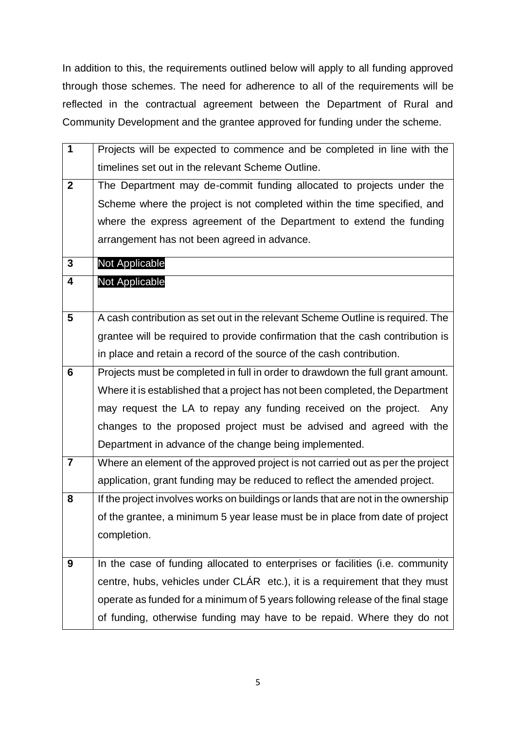In addition to this, the requirements outlined below will apply to all funding approved through those schemes. The need for adherence to all of the requirements will be reflected in the contractual agreement between the Department of Rural and Community Development and the grantee approved for funding under the scheme.

| | |
|---|---|
| **1** | Projects will be expected to commence and be completed in line with the timelines set out in the relevant Scheme Outline. |
| **2** | The Department may de-commit funding allocated to projects under the Scheme where the project is not completed within the time specified, and where the express agreement of the Department to extend the funding arrangement has not been agreed in advance. |
| **3** | Not Applicable |
| **4** | Not Applicable |
| **5** | A cash contribution as set out in the relevant Scheme Outline is required. The grantee will be required to provide confirmation that the cash contribution is in place and retain a record of the source of the cash contribution. |
| **6** | Projects must be completed in full in order to drawdown the full grant amount. Where it is established that a project has not been completed, the Department may request the LA to repay any funding received on the project. Any changes to the proposed project must be advised and agreed with the Department in advance of the change being implemented. |
| **7** | Where an element of the approved project is not carried out as per the project application, grant funding may be reduced to reflect the amended project. |
| **8** | If the project involves works on buildings or lands that are not in the ownership of the grantee, a minimum 5 year lease must be in place from date of project completion. |
| **9** | In the case of funding allocated to enterprises or facilities (i.e. community centre, hubs, vehicles under CLÁR etc.), it is a requirement that they must operate as funded for a minimum of 5 years following release of the final stage of funding, otherwise funding may have to be repaid. Where they do not |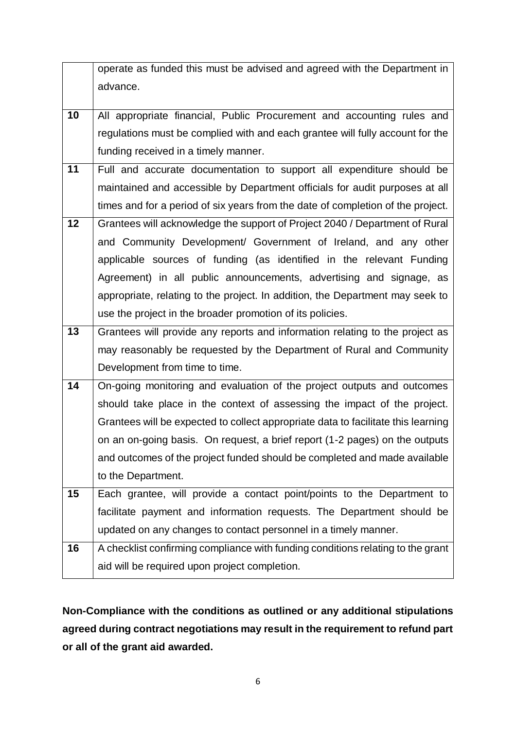| | |
|---|---|
| | operate as funded this must be advised and agreed with the Department in advance. |
| **10** | All appropriate financial, Public Procurement and accounting rules and regulations must be complied with and each grantee will fully account for the funding received in a timely manner. |
| **11** | Full and accurate documentation to support all expenditure should be maintained and accessible by Department officials for audit purposes at all times and for a period of six years from the date of completion of the project. |
| **12** | Grantees will acknowledge the support of Project 2040 / Department of Rural and Community Development/ Government of Ireland, and any other applicable sources of funding (as identified in the relevant Funding Agreement) in all public announcements, advertising and signage, as appropriate, relating to the project. In addition, the Department may seek to use the project in the broader promotion of its policies. |
| **13** | Grantees will provide any reports and information relating to the project as may reasonably be requested by the Department of Rural and Community Development from time to time. |
| **14** | On-going monitoring and evaluation of the project outputs and outcomes should take place in the context of assessing the impact of the project. Grantees will be expected to collect appropriate data to facilitate this learning on an on-going basis. On request, a brief report (1-2 pages) on the outputs and outcomes of the project funded should be completed and made available to the Department. |
| **15** | Each grantee, will provide a contact point/points to the Department to facilitate payment and information requests. The Department should be updated on any changes to contact personnel in a timely manner. |
| **16** | A checklist confirming compliance with funding conditions relating to the grant aid will be required upon project completion. |

**Non-Compliance with the conditions as outlined or any additional stipulations agreed during contract negotiations may result in the requirement to refund part or all of the grant aid awarded.**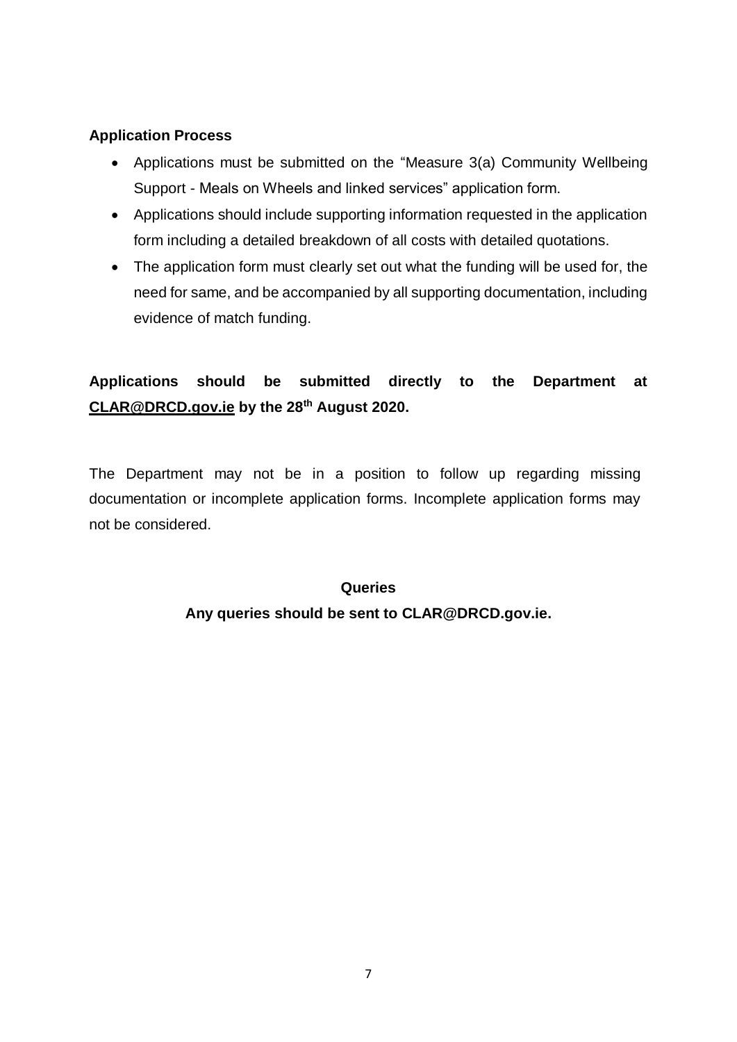**Application Process**

- Applications must be submitted on the "Measure 3(a) Community Wellbeing Support - Meals on Wheels and linked services" application form.
- Applications should include supporting information requested in the application form including a detailed breakdown of all costs with detailed quotations.
- The application form must clearly set out what the funding will be used for, the need for same, and be accompanied by all supporting documentation, including evidence of match funding.

**Applications should be submitted directly to the Department at CLAR@DRCD.gov.ie by the 28th August 2020.**

The Department may not be in a position to follow up regarding missing documentation or incomplete application forms. Incomplete application forms may not be considered.

**Queries**

**Any queries should be sent to CLAR@DRCD.gov.ie.**